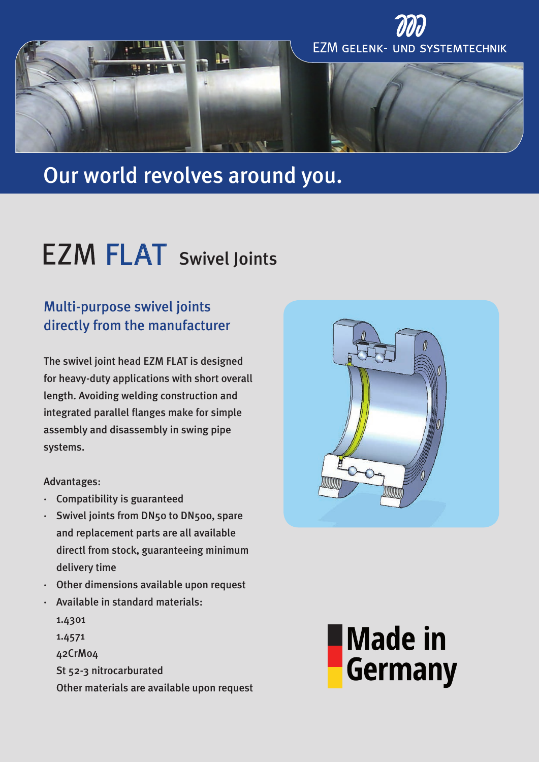EZM GELENK- UND SYSTEMTECHNIK

## Our world revolves around you.

# EZM FLAT Swivel Joints

## Multi-purpose swivel joints directly from the manufacturer

The swivel joint head EZM FLAT is designed for heavy-duty applications with short overall length. Avoiding welding construction and integrated parallel flanges make for simple assembly and disassembly in swing pipe systems.

Advantages:

- Compatibility is guaranteed
- Swivel joints from DN50 to DN500, spare and replacement parts are all available directl from stock, guaranteeing minimum delivery time
- Other dimensions available upon request
- Available in standard materials:
  1.4301
  1.4571
  42CrMo4
  St 52-3 nitrocarburated
  Other materials are available upon request

**Made in Germany**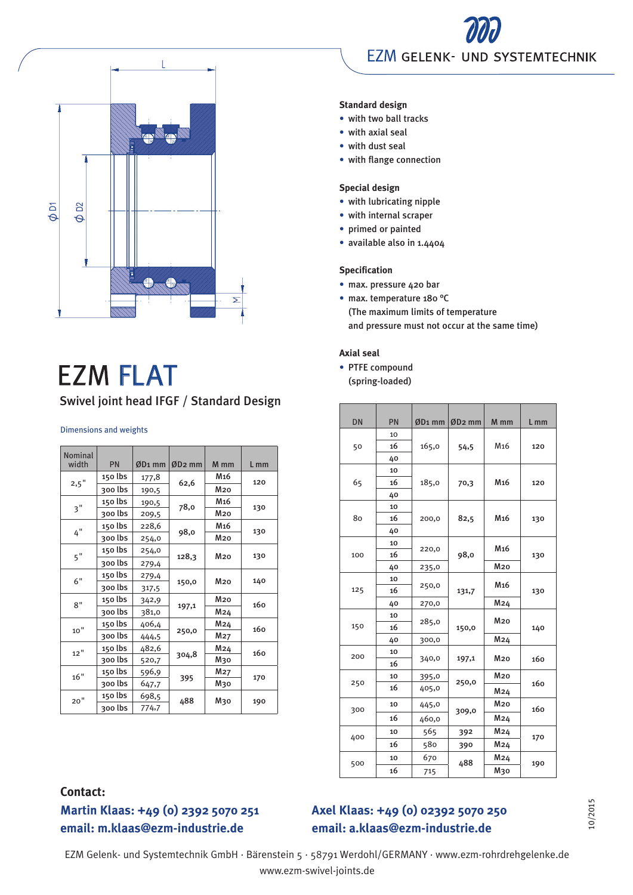EZM GELENK- UND SYSTEMTECHNIK

L

ϕ D1

ϕ D2

M

# EZM FLAT

## Swivel joint head IFGF / Standard Design

Dimensions and weights

| Nominal width | PN | ØD1 mm | ØD2 mm | M mm | L mm |
|---|---|---|---|---|---|
| 2,5" | 150 lbs | 177,8 | 62,6 | M16 | 120 |
| | 300 lbs | 190,5 | | M20 | |
| 3" | 150 lbs | 190,5 | 78,0 | M16 | 130 |
| | 300 lbs | 209,5 | | M20 | |
| 4" | 150 lbs | 228,6 | 98,0 | M16 | 130 |
| | 300 lbs | 254,0 | | M20 | |
| 5" | 150 lbs | 254,0 | 128,3 | M20 | 130 |
| | 300 lbs | 279,4 | | | |
| 6" | 150 lbs | 279,4 | 150,0 | M20 | 140 |
| | 300 lbs | 317,5 | | | |
| 8" | 150 lbs | 342,9 | 197,1 | M20 | 160 |
| | 300 lbs | 381,0 | | M24 | |
| 10" | 150 lbs | 406,4 | 250,0 | M24 | 160 |
| | 300 lbs | 444,5 | | M27 | |
| 12" | 150 lbs | 482,6 | 304,8 | M24 | 160 |
| | 300 lbs | 520,7 | | M30 | |
| 16" | 150 lbs | 596,9 | 395 | M27 | 170 |
| | 300 lbs | 647,7 | | M30 | |
| 20" | 150 lbs | 698,5 | 488 | M30 | 190 |
| | 300 lbs | 774,7 | | | |

**Standard design**
- with two ball tracks
- with axial seal
- with dust seal
- with flange connection

**Special design**
- with lubricating nipple
- with internal scraper
- primed or painted
- available also in 1.4404

**Specification**
- max. pressure 420 bar
- max. temperature 180 °C
  (The maximum limits of temperature and pressure must not occur at the same time)

**Axial seal**
- PTFE compound
  (spring-loaded)

| DN | PN | ØD1 mm | ØD2 mm | M mm | L mm |
|---|---|---|---|---|---|
| 50 | 10 | 165,0 | 54,5 | M16 | 120 |
| | 16 | | | | |
| | 40 | | | | |
| 65 | 10 | 185,0 | 70,3 | M16 | 120 |
| | 16 | | | | |
| | 40 | | | | |
| 80 | 10 | 200,0 | 82,5 | M16 | 130 |
| | 16 | | | | |
| | 40 | | | | |
| 100 | 10 | 220,0 | 98,0 | M16 | 130 |
| | 16 | | | | |
| | 40 | 235,0 | | M20 | |
| 125 | 10 | 250,0 | 131,7 | M16 | 130 |
| | 16 | | | | |
| | 40 | 270,0 | | M24 | |
| 150 | 10 | 285,0 | 150,0 | M20 | 140 |
| | 16 | | | | |
| | 40 | 300,0 | | M24 | |
| 200 | 10 | 340,0 | 197,1 | M20 | 160 |
| | 16 | | | | |
| 250 | 10 | 395,0 | 250,0 | M20 | 160 |
| | 16 | 405,0 | | M24 | |
| 300 | 10 | 445,0 | 309,0 | M20 | 160 |
| | 16 | 460,0 | | M24 | |
| 400 | 10 | 565 | 392 | M24 | 170 |
| | 16 | 580 | 390 | M24 | |
| 500 | 10 | 670 | 488 | M24 | 190 |
| | 16 | 715 | | M30 | |

**Contact:**

**Martin Klaas: +49 (0) 2392 5070 251**
**email: m.klaas@ezm-industrie.de**

**Axel Klaas: +49 (0) 02392 5070 250**
**email: a.klaas@ezm-industrie.de**

10/2015

EZM Gelenk- und Systemtechnik GmbH · Bärenstein 5 · 58791 Werdohl/GERMANY · www.ezm-rohrdrehgelenke.de
www.ezm-swivel-joints.de